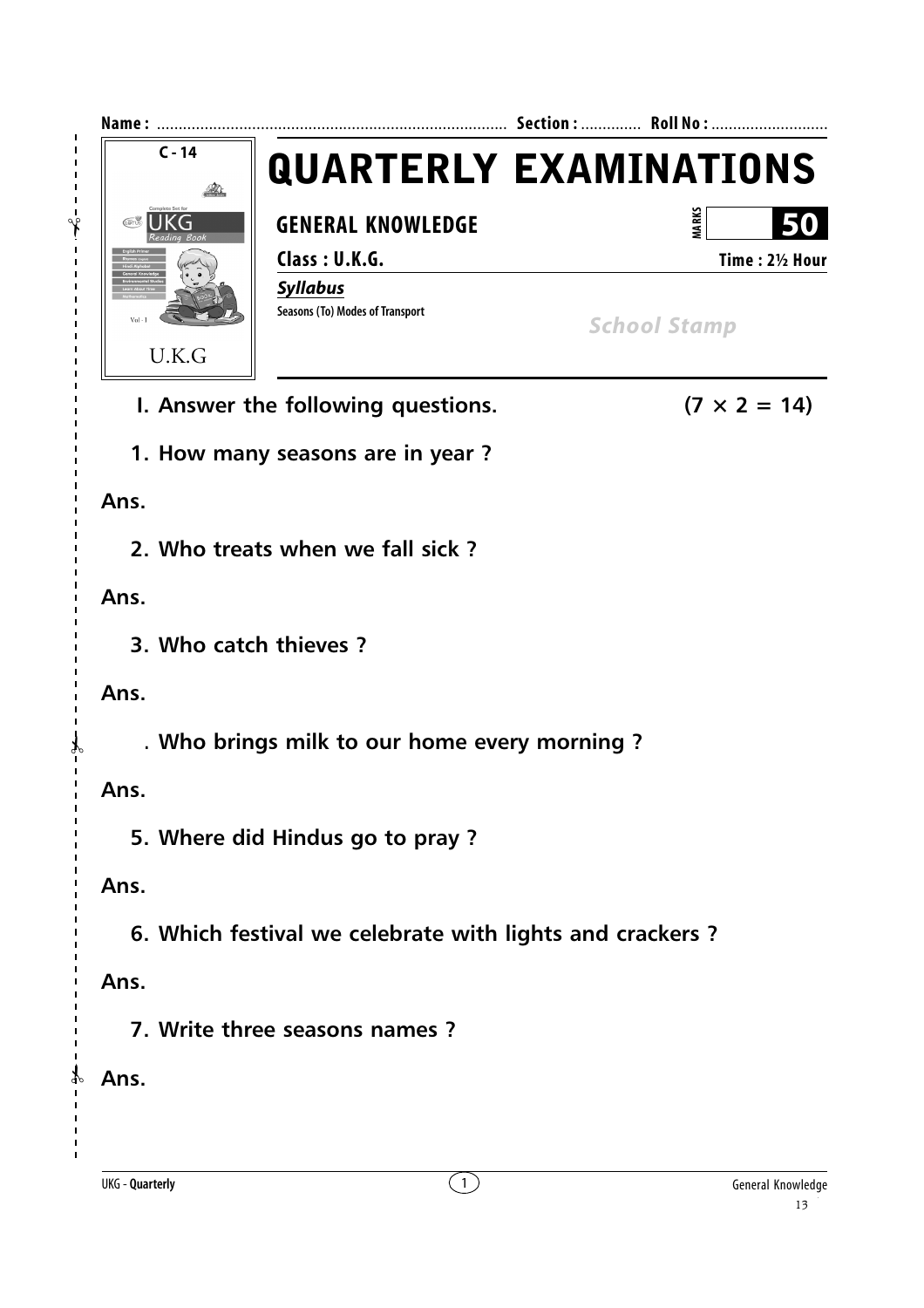Name : ................................................................................ Section : ............. Roll No : ...........................

C - 14

UKG Reading Book

U.K.G

# QUARTERLY EXAMINATIONS

## GENERAL KNOWLEDGE

MARKS **50**

**Class : U.K.G.** **Time : 2½ Hour**

***Syllabus***

Seasons (To) Modes of Transport

*School Stamp*

**I. Answer the following questions.** **(7 × 2 = 14)**

**1. How many seasons are in year ?**

**Ans.**

**2. Who treats when we fall sick ?**

**Ans.**

**3. Who catch thieves ?**

**Ans.**

**. Who brings milk to our home every morning ?**

**Ans.**

**5. Where did Hindus go to pray ?**

**Ans.**

**6. Which festival we celebrate with lights and crackers ?**

**Ans.**

**7. Write three seasons names ?**

**Ans.**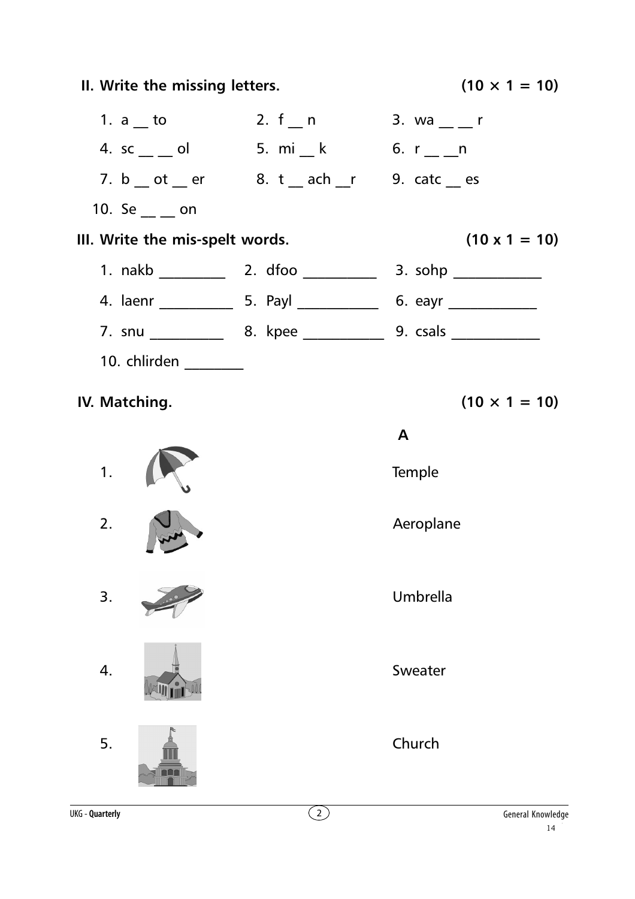## II. Write the missing letters. (10 × 1 = 10)

1. a __ to
2. f __ n
3. wa __ __ r
4. sc __ __ ol
5. mi __ k
6. r __ __n
7. b __ ot __ er
8. t __ ach __r
9. catc __ es
10. Se __ __ on

## III. Write the mis-spelt words. (10 x 1 = 10)

1. nakb _________
2. dfoo __________
3. sohp ____________
4. laenr __________
5. Payl ___________
6. eayr ____________
7. snu __________
8. kpee ___________
9. csals ____________
10. chlirden ________

## IV. Matching. (10 × 1 = 10)

| | **A** |
|---|---|
| 1. | Temple |
| 2. | Aeroplane |
| 3. | Umbrella |
| 4. | Sweater |
| 5. | Church |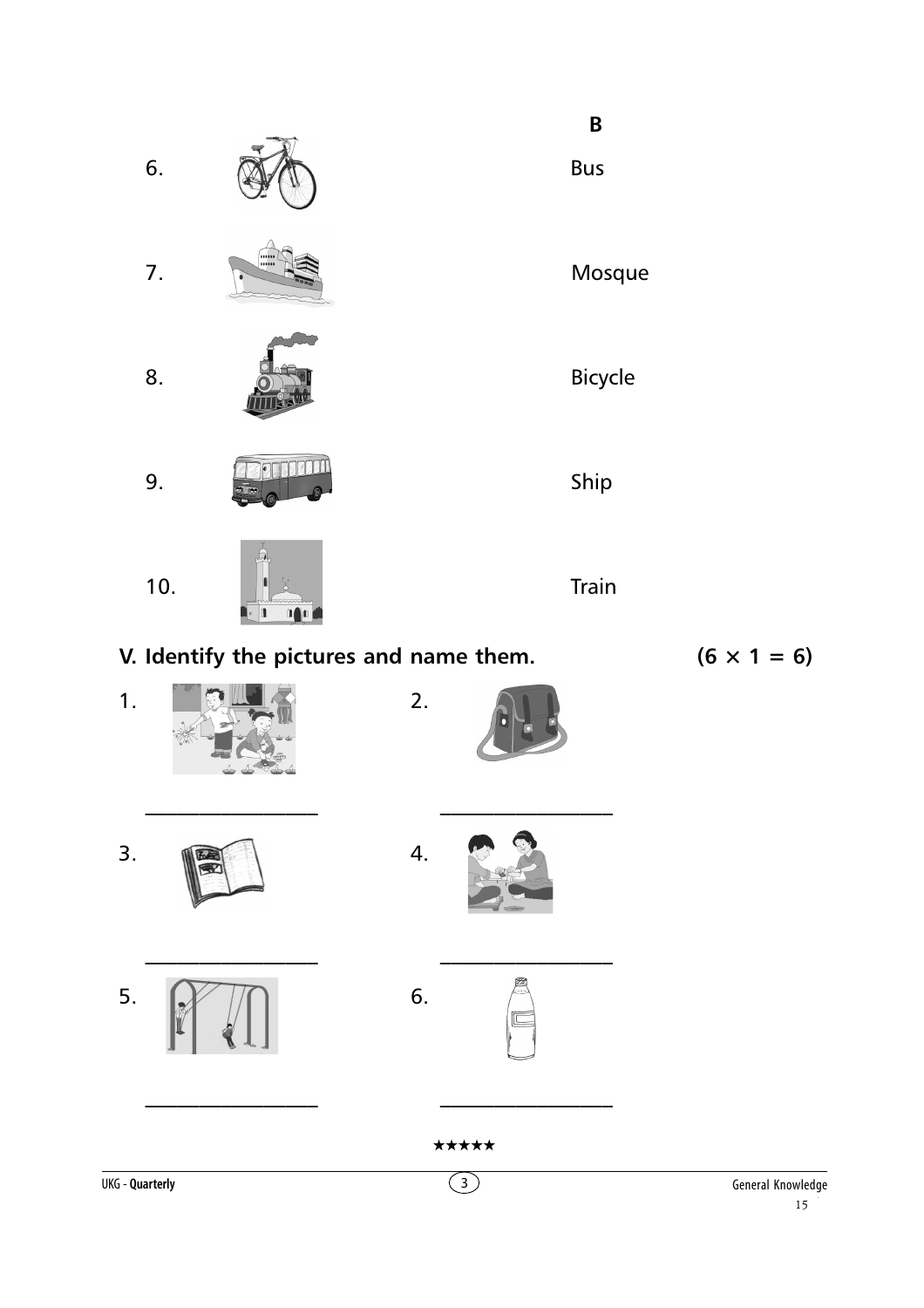**B**

6. Bus

7. Mosque

8. Bicycle

9. Ship

10. Train

## V. Identify the pictures and name them. (6 × 1 = 6)

1. ________________

2. ________________

3. ________________

4. ________________

5. ________________

6. ________________

★★★★★